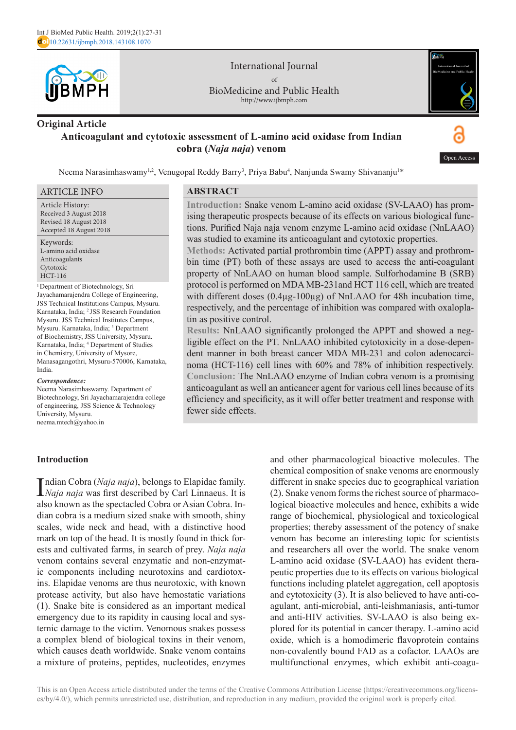Original Article

# Anticoagulant and cytotoxic assessment of L-amino acid oxidase from Indian cobra (*Naja naja*) venom

Open Access

Neema Narasimhaswamy[1,2], Venugopal Reddy Barry[3], Priya Babu[4], Nanjunda Swamy Shivananju[1]*

## ARTICLE INFO

Article History:
Received 3 August 2018
Revised 18 August 2018
Accepted 18 August 2018

Keywords:
L-amino acid oxidase
Anticoagulants
Cytotoxic
HCT-116

[1] Department of Biotechnology, Sri Jayachamarajendra College of Engineering, JSS Technical Institutions Campus, Mysuru. Karnataka, India; [2] JSS Research Foundation Mysuru. JSS Technical Institutes Campus, Mysuru. Karnataka, India; [3] Department of Biochemistry, JSS University, Mysuru. Karnataka, India; [4] Department of Studies in Chemistry, University of Mysore, Manasagangothri, Mysuru-570006, Karnataka, India.

***Correspondence:***
Neema Narasimhaswamy. Department of Biotechnology, Sri Jayachamarajendra college of engineering, JSS Science & Technology University, Mysuru.
neema.mtech@yahoo.in

## ABSTRACT

**Introduction:** Snake venom L-amino acid oxidase (SV-LAAO) has promising therapeutic prospects because of its effects on various biological functions. Purified Naja naja venom enzyme L-amino acid oxidase (NnLAAO) was studied to examine its anticoagulant and cytotoxic properties.

**Methods:** Activated partial prothrombin time (APPT) assay and prothrombin time (PT) both of these assays are used to access the anti-coagulant property of NnLAAO on human blood sample. Sulforhodamine B (SRB) protocol is performed on MDA MB-231and HCT 116 cell, which are treated with different doses (0.4μg-100μg) of NnLAAO for 48h incubation time, respectively, and the percentage of inhibition was compared with oxaloplatin as positive control.

**Results:** NnLAAO significantly prolonged the APPT and showed a negligible effect on the PT. NnLAAO inhibited cytotoxicity in a dose-dependent manner in both breast cancer MDA MB-231 and colon adenocarcinoma (HCT-116) cell lines with 60% and 78% of inhibition respectively.

**Conclusion:** The NnLAAO enzyme of Indian cobra venom is a promising anticoagulant as well an anticancer agent for various cell lines because of its efficiency and specificity, as it will offer better treatment and response with fewer side effects.

## Introduction

Indian Cobra (*Naja naja*), belongs to Elapidae family. *Naja naja* was first described by Carl Linnaeus. It is also known as the spectacled Cobra or Asian Cobra. Indian cobra is a medium sized snake with smooth, shiny scales, wide neck and head, with a distinctive hood mark on top of the head. It is mostly found in thick forests and cultivated farms, in search of prey. *Naja naja* venom contains several enzymatic and non-enzymatic components including neurotoxins and cardiotoxins. Elapidae venoms are thus neurotoxic, with known protease activity, but also have hemostatic variations (1). Snake bite is considered as an important medical emergency due to its rapidity in causing local and systemic damage to the victim. Venomous snakes possess a complex blend of biological toxins in their venom, which causes death worldwide. Snake venom contains a mixture of proteins, peptides, nucleotides, enzymes and other pharmacological bioactive molecules. The chemical composition of snake venoms are enormously different in snake species due to geographical variation (2). Snake venom forms the richest source of pharmacological bioactive molecules and hence, exhibits a wide range of biochemical, physiological and toxicological properties; thereby assessment of the potency of snake venom has become an interesting topic for scientists and researchers all over the world. The snake venom L-amino acid oxidase (SV-LAAO) has evident therapeutic properties due to its effects on various biological functions including platelet aggregation, cell apoptosis and cytotoxicity (3). It is also believed to have anti-coagulant, anti-microbial, anti-leishmaniasis, anti-tumor and anti-HIV activities. SV-LAAO is also being explored for its potential in cancer therapy. L-amino acid oxide, which is a homodimeric flavoprotein contains non-covalently bound FAD as a cofactor. LAAOs are multifunctional enzymes, which exhibit anti-coagu-

This is an Open Access article distributed under the terms of the Creative Commons Attribution License (https://creativecommons.org/licenses/by/4.0/), which permits unrestricted use, distribution, and reproduction in any medium, provided the original work is properly cited.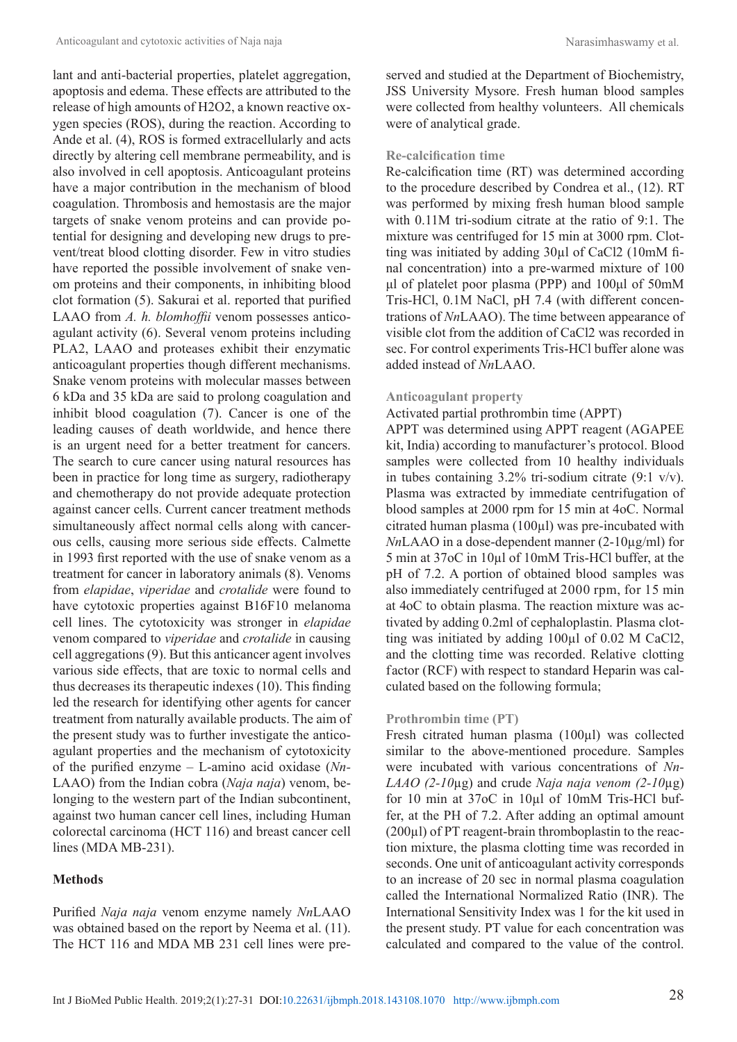lant and anti-bacterial properties, platelet aggregation, apoptosis and edema. These effects are attributed to the release of high amounts of H2O2, a known reactive oxygen species (ROS), during the reaction. According to Ande et al. (4), ROS is formed extracellularly and acts directly by altering cell membrane permeability, and is also involved in cell apoptosis. Anticoagulant proteins have a major contribution in the mechanism of blood coagulation. Thrombosis and hemostasis are the major targets of snake venom proteins and can provide potential for designing and developing new drugs to prevent/treat blood clotting disorder. Few in vitro studies have reported the possible involvement of snake venom proteins and their components, in inhibiting blood clot formation (5). Sakurai et al. reported that purified LAAO from *A. h. blomhoffii* venom possesses anticoagulant activity (6). Several venom proteins including PLA2, LAAO and proteases exhibit their enzymatic anticoagulant properties though different mechanisms. Snake venom proteins with molecular masses between 6 kDa and 35 kDa are said to prolong coagulation and inhibit blood coagulation (7). Cancer is one of the leading causes of death worldwide, and hence there is an urgent need for a better treatment for cancers. The search to cure cancer using natural resources has been in practice for long time as surgery, radiotherapy and chemotherapy do not provide adequate protection against cancer cells. Current cancer treatment methods simultaneously affect normal cells along with cancerous cells, causing more serious side effects. Calmette in 1993 first reported with the use of snake venom as a treatment for cancer in laboratory animals (8). Venoms from *elapidae*, *viperidae* and *crotalide* were found to have cytotoxic properties against B16F10 melanoma cell lines. The cytotoxicity was stronger in *elapidae* venom compared to *viperidae* and *crotalide* in causing cell aggregations (9). But this anticancer agent involves various side effects, that are toxic to normal cells and thus decreases its therapeutic indexes (10). This finding led the research for identifying other agents for cancer treatment from naturally available products. The aim of the present study was to further investigate the anticoagulant properties and the mechanism of cytotoxicity of the purified enzyme – L-amino acid oxidase (*Nn*LAAO) from the Indian cobra (*Naja naja*) venom, belonging to the western part of the Indian subcontinent, against two human cancer cell lines, including Human colorectal carcinoma (HCT 116) and breast cancer cell lines (MDA MB-231).

## Methods

Purified *Naja naja* venom enzyme namely *Nn*LAAO was obtained based on the report by Neema et al. (11). The HCT 116 and MDA MB 231 cell lines were preserved and studied at the Department of Biochemistry, JSS University Mysore. Fresh human blood samples were collected from healthy volunteers. All chemicals were of analytical grade.

### Re-calcification time

Re-calcification time (RT) was determined according to the procedure described by Condrea et al., (12). RT was performed by mixing fresh human blood sample with 0.11M tri-sodium citrate at the ratio of 9:1. The mixture was centrifuged for 15 min at 3000 rpm. Clotting was initiated by adding 30µl of CaCl2 (10mM final concentration) into a pre-warmed mixture of 100 µl of platelet poor plasma (PPP) and 100µl of 50mM Tris-HCl, 0.1M NaCl, pH 7.4 (with different concentrations of *Nn*LAAO). The time between appearance of visible clot from the addition of CaCl2 was recorded in sec. For control experiments Tris-HCl buffer alone was added instead of *Nn*LAAO.

### Anticoagulant property

Activated partial prothrombin time (APPT)

APPT was determined using APPT reagent (AGAPEE kit, India) according to manufacturer's protocol. Blood samples were collected from 10 healthy individuals in tubes containing 3.2% tri-sodium citrate (9:1 v/v). Plasma was extracted by immediate centrifugation of blood samples at 2000 rpm for 15 min at 4oC. Normal citrated human plasma (100µl) was pre-incubated with *Nn*LAAO in a dose-dependent manner (2-10µg/ml) for 5 min at 37oC in 10µl of 10mM Tris-HCl buffer, at the pH of 7.2. A portion of obtained blood samples was also immediately centrifuged at 2000 rpm, for 15 min at 4oC to obtain plasma. The reaction mixture was activated by adding 0.2ml of cephaloplastin. Plasma clotting was initiated by adding 100µl of 0.02 M CaCl2, and the clotting time was recorded. Relative clotting factor (RCF) with respect to standard Heparin was calculated based on the following formula;

### Prothrombin time (PT)

Fresh citrated human plasma (100µl) was collected similar to the above-mentioned procedure. Samples were incubated with various concentrations of *Nn-LAAO (2-10*µg) and crude *Naja naja venom (2-10*µg) for 10 min at 37oC in 10µl of 10mM Tris-HCl buffer, at the PH of 7.2. After adding an optimal amount (200µl) of PT reagent-brain thromboplastin to the reaction mixture, the plasma clotting time was recorded in seconds. One unit of anticoagulant activity corresponds to an increase of 20 sec in normal plasma coagulation called the International Normalized Ratio (INR). The International Sensitivity Index was 1 for the kit used in the present study. PT value for each concentration was calculated and compared to the value of the control.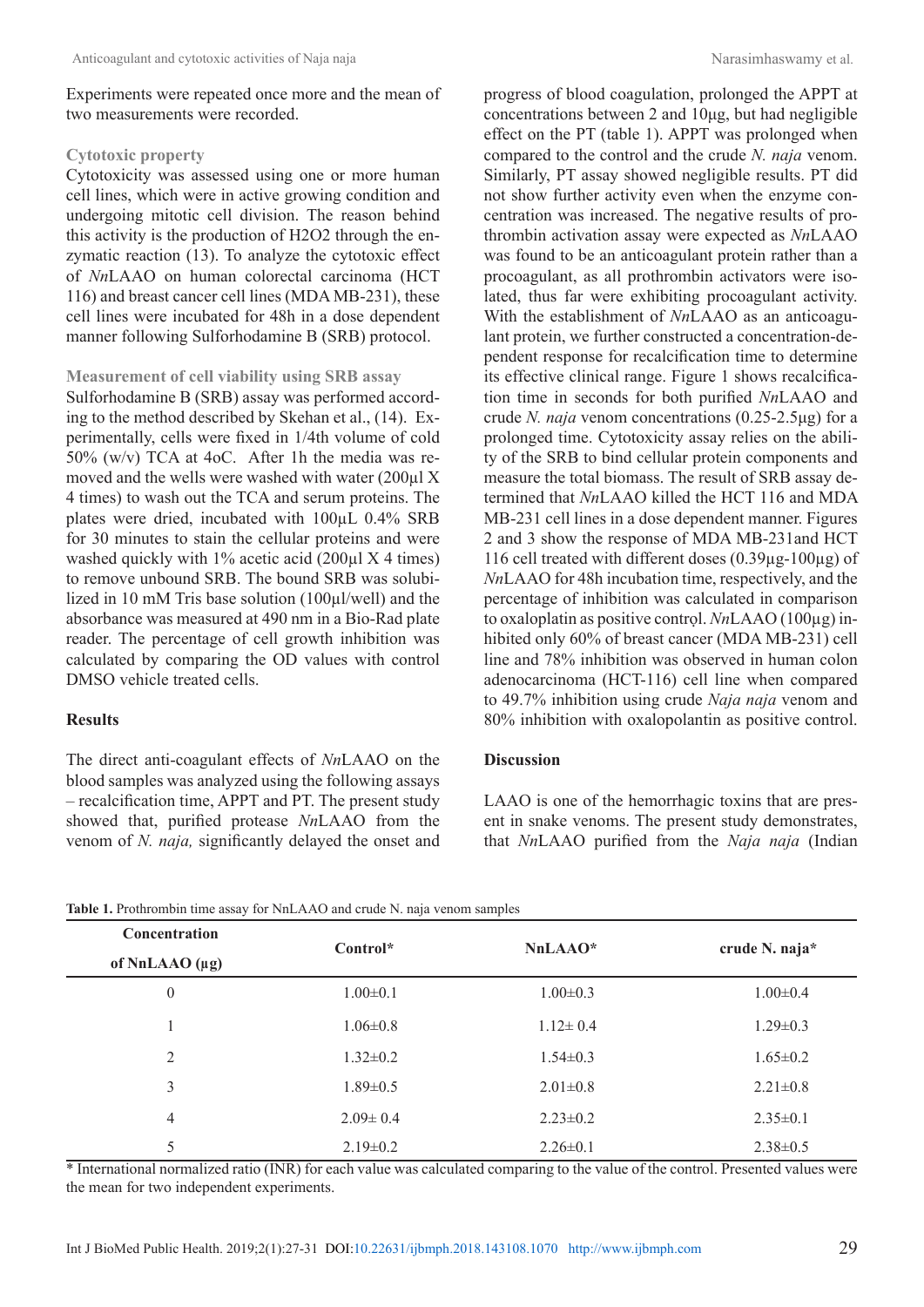Experiments were repeated once more and the mean of two measurements were recorded.

### Cytotoxic property

Cytotoxicity was assessed using one or more human cell lines, which were in active growing condition and undergoing mitotic cell division. The reason behind this activity is the production of H2O2 through the enzymatic reaction (13). To analyze the cytotoxic effect of *Nn*LAAO on human colorectal carcinoma (HCT 116) and breast cancer cell lines (MDA MB-231), these cell lines were incubated for 48h in a dose dependent manner following Sulforhodamine B (SRB) protocol.

### Measurement of cell viability using SRB assay

Sulforhodamine B (SRB) assay was performed according to the method described by Skehan et al., (14). Experimentally, cells were fixed in 1/4th volume of cold 50% (w/v) TCA at 4oC. After 1h the media was removed and the wells were washed with water (200µl X 4 times) to wash out the TCA and serum proteins. The plates were dried, incubated with 100µL 0.4% SRB for 30 minutes to stain the cellular proteins and were washed quickly with 1% acetic acid (200µl X 4 times) to remove unbound SRB. The bound SRB was solubilized in 10 mM Tris base solution (100µl/well) and the absorbance was measured at 490 nm in a Bio-Rad plate reader. The percentage of cell growth inhibition was calculated by comparing the OD values with control DMSO vehicle treated cells.

## Results

The direct anti-coagulant effects of *Nn*LAAO on the blood samples was analyzed using the following assays – recalcification time, APPT and PT. The present study showed that, purified protease *Nn*LAAO from the venom of *N. naja,* significantly delayed the onset and progress of blood coagulation, prolonged the APPT at concentrations between 2 and 10µg, but had negligible effect on the PT (table 1). APPT was prolonged when compared to the control and the crude *N. naja* venom. Similarly, PT assay showed negligible results. PT did not show further activity even when the enzyme concentration was increased. The negative results of prothrombin activation assay were expected as *Nn*LAAO was found to be an anticoagulant protein rather than a procoagulant, as all prothrombin activators were isolated, thus far were exhibiting procoagulant activity. With the establishment of *Nn*LAAO as an anticoagulant protein, we further constructed a concentration-dependent response for recalcification time to determine its effective clinical range. Figure 1 shows recalcification time in seconds for both purified *Nn*LAAO and crude *N. naja* venom concentrations (0.25-2.5µg) for a prolonged time. Cytotoxicity assay relies on the ability of the SRB to bind cellular protein components and measure the total biomass. The result of SRB assay determined that *Nn*LAAO killed the HCT 116 and MDA MB-231 cell lines in a dose dependent manner. Figures 2 and 3 show the response of MDA MB-231and HCT 116 cell treated with different doses (0.39µg-100µg) of *Nn*LAAO for 48h incubation time, respectively, and the percentage of inhibition was calculated in comparison to oxaloplatin as positive control. *Nn*LAAO (100µg) inhibited only 60% of breast cancer (MDA MB-231) cell line and 78% inhibition was observed in human colon adenocarcinoma (HCT-116) cell line when compared to 49.7% inhibition using crude *Naja naja* venom and 80% inhibition with oxalopolantin as positive control.

## Discussion

LAAO is one of the hemorrhagic toxins that are present in snake venoms. The present study demonstrates, that *Nn*LAAO purified from the *Naja naja* (Indian

**Table 1.** Prothrombin time assay for NnLAAO and crude N. naja venom samples

| Concentration of NnLAAO (µg) | Control* | NnLAAO* | crude N. naja* |
|---|---|---|---|
| 0 | 1.00±0.1 | 1.00±0.3 | 1.00±0.4 |
| 1 | 1.06±0.8 | 1.12± 0.4 | 1.29±0.3 |
| 2 | 1.32±0.2 | 1.54±0.3 | 1.65±0.2 |
| 3 | 1.89±0.5 | 2.01±0.8 | 2.21±0.8 |
| 4 | 2.09± 0.4 | 2.23±0.2 | 2.35±0.1 |
| 5 | 2.19±0.2 | 2.26±0.1 | 2.38±0.5 |

\* International normalized ratio (INR) for each value was calculated comparing to the value of the control. Presented values were the mean for two independent experiments.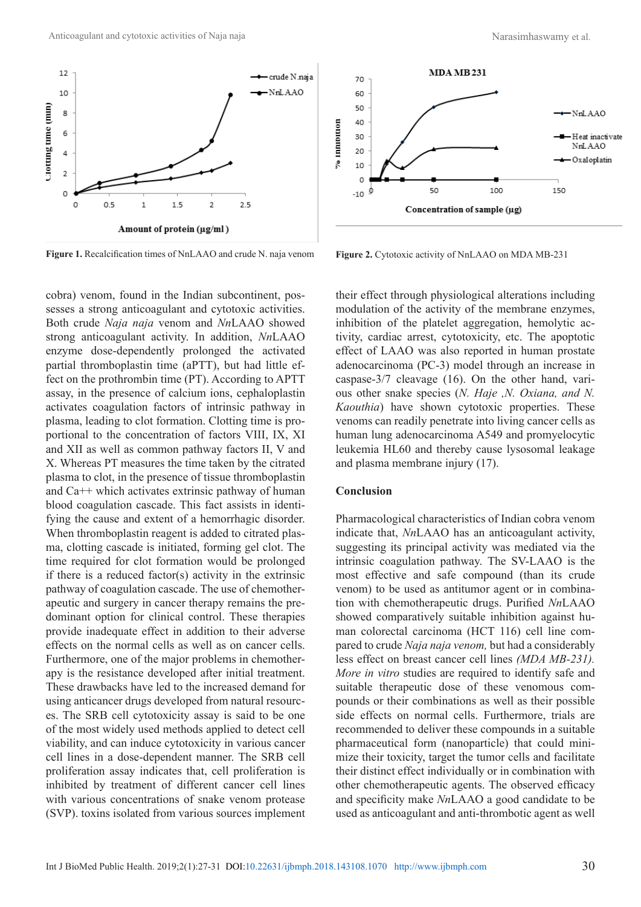**Figure 1.** Recalcification times of NnLAAO and crude N. naja venom

**Figure 2.** Cytotoxic activity of NnLAAO on MDA MB-231

cobra) venom, found in the Indian subcontinent, possesses a strong anticoagulant and cytotoxic activities. Both crude *Naja naja* venom and *Nn*LAAO showed strong anticoagulant activity. In addition, *Nn*LAAO enzyme dose-dependently prolonged the activated partial thromboplastin time (aPTT), but had little effect on the prothrombin time (PT). According to APTT assay, in the presence of calcium ions, cephaloplastin activates coagulation factors of intrinsic pathway in plasma, leading to clot formation. Clotting time is proportional to the concentration of factors VIII, IX, XI and XII as well as common pathway factors II, V and X. Whereas PT measures the time taken by the citrated plasma to clot, in the presence of tissue thromboplastin and Ca++ which activates extrinsic pathway of human blood coagulation cascade. This fact assists in identifying the cause and extent of a hemorrhagic disorder. When thromboplastin reagent is added to citrated plasma, clotting cascade is initiated, forming gel clot. The time required for clot formation would be prolonged if there is a reduced factor(s) activity in the extrinsic pathway of coagulation cascade. The use of chemotherapeutic and surgery in cancer therapy remains the predominant option for clinical control. These therapies provide inadequate effect in addition to their adverse effects on the normal cells as well as on cancer cells. Furthermore, one of the major problems in chemotherapy is the resistance developed after initial treatment. These drawbacks have led to the increased demand for using anticancer drugs developed from natural resources. The SRB cell cytotoxicity assay is said to be one of the most widely used methods applied to detect cell viability, and can induce cytotoxicity in various cancer cell lines in a dose-dependent manner. The SRB cell proliferation assay indicates that, cell proliferation is inhibited by treatment of different cancer cell lines with various concentrations of snake venom protease (SVP). toxins isolated from various sources implement their effect through physiological alterations including modulation of the activity of the membrane enzymes, inhibition of the platelet aggregation, hemolytic activity, cardiac arrest, cytotoxicity, etc. The apoptotic effect of LAAO was also reported in human prostate adenocarcinoma (PC-3) model through an increase in caspase-3/7 cleavage (16). On the other hand, various other snake species (*N. Haje ,N. Oxiana, and N. Kaouthia*) have shown cytotoxic properties. These venoms can readily penetrate into living cancer cells as human lung adenocarcinoma A549 and promyelocytic leukemia HL60 and thereby cause lysosomal leakage and plasma membrane injury (17).

## Conclusion

Pharmacological characteristics of Indian cobra venom indicate that, *Nn*LAAO has an anticoagulant activity, suggesting its principal activity was mediated via the intrinsic coagulation pathway. The SV-LAAO is the most effective and safe compound (than its crude venom) to be used as antitumor agent or in combination with chemotherapeutic drugs. Purified *Nn*LAAO showed comparatively suitable inhibition against human colorectal carcinoma (HCT 116) cell line compared to crude *Naja naja venom,* but had a considerably less effect on breast cancer cell lines *(MDA MB-231). More in vitro* studies are required to identify safe and suitable therapeutic dose of these venomous compounds or their combinations as well as their possible side effects on normal cells. Furthermore, trials are recommended to deliver these compounds in a suitable pharmaceutical form (nanoparticle) that could minimize their toxicity, target the tumor cells and facilitate their distinct effect individually or in combination with other chemotherapeutic agents. The observed efficacy and specificity make *Nn*LAAO a good candidate to be used as anticoagulant and anti-thrombotic agent as well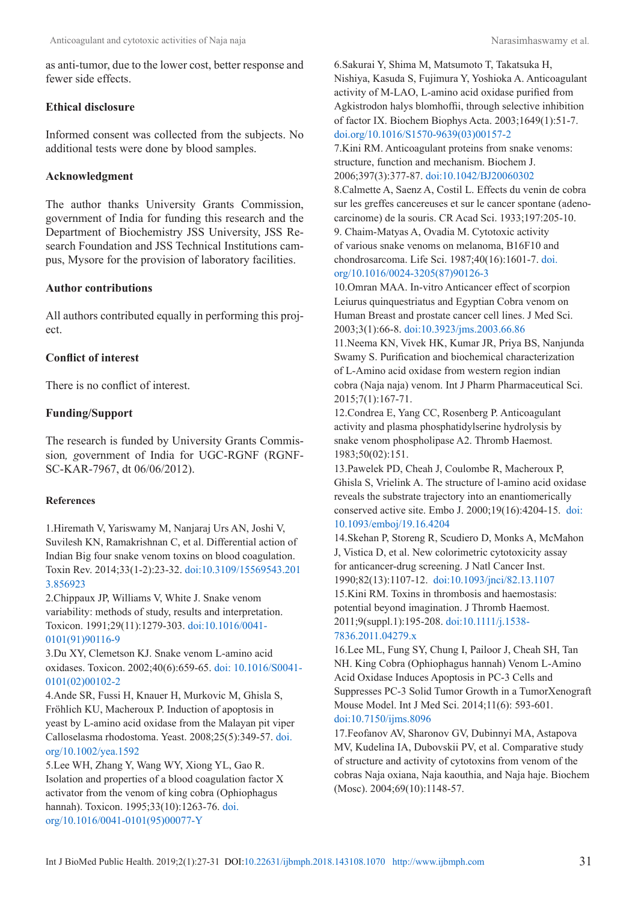as anti-tumor, due to the lower cost, better response and fewer side effects.

### Ethical disclosure

Informed consent was collected from the subjects. No additional tests were done by blood samples.

### Acknowledgment

The author thanks University Grants Commission, government of India for funding this research and the Department of Biochemistry JSS University, JSS Research Foundation and JSS Technical Institutions campus, Mysore for the provision of laboratory facilities.

### Author contributions

All authors contributed equally in performing this project.

### Conflict of interest

There is no conflict of interest.

### Funding/Support

The research is funded by University Grants Commission, *g*overnment of India for UGC-RGNF (RGNF-SC-KAR-7967, dt 06/06/2012).

### References

1.Hiremath V, Yariswamy M, Nanjaraj Urs AN, Joshi V, Suvilesh KN, Ramakrishnan C, et al. Differential action of Indian Big four snake venom toxins on blood coagulation. Toxin Rev. 2014;33(1-2):23-32. doi:10.3109/15569543.2013.856923

2.Chippaux JP, Williams V, White J. Snake venom variability: methods of study, results and interpretation. Toxicon. 1991;29(11):1279-303. doi:10.1016/0041-0101(91)90116-9

3.Du XY, Clemetson KJ. Snake venom L-amino acid oxidases. Toxicon. 2002;40(6):659-65. doi: 10.1016/S0041-0101(02)00102-2

4.Ande SR, Fussi H, Knauer H, Murkovic M, Ghisla S, Fröhlich KU, Macheroux P. Induction of apoptosis in yeast by L-amino acid oxidase from the Malayan pit viper Calloselasma rhodostoma. Yeast. 2008;25(5):349-57. doi.org/10.1002/yea.1592

5.Lee WH, Zhang Y, Wang WY, Xiong YL, Gao R. Isolation and properties of a blood coagulation factor X activator from the venom of king cobra (Ophiophagus hannah). Toxicon. 1995;33(10):1263-76. doi.org/10.1016/0041-0101(95)00077-Y

6.Sakurai Y, Shima M, Matsumoto T, Takatsuka H, Nishiya, Kasuda S, Fujimura Y, Yoshioka A. Anticoagulant activity of M-LAO, L-amino acid oxidase purified from Agkistrodon halys blomhoffii, through selective inhibition of factor IX. Biochem Biophys Acta. 2003;1649(1):51-7. doi.org/10.1016/S1570-9639(03)00157-2

7.Kini RM. Anticoagulant proteins from snake venoms: structure, function and mechanism. Biochem J. 2006;397(3):377-87. doi:10.1042/BJ20060302

8.Calmette A, Saenz A, Costil L. Effects du venin de cobra sur les greffes cancereuses et sur le cancer spontane (adeno-carcinome) de la souris. CR Acad Sci. 1933;197:205-10.

9. Chaim-Matyas A, Ovadia M. Cytotoxic activity of various snake venoms on melanoma, B16F10 and chondrosarcoma. Life Sci. 1987;40(16):1601-7. doi.org/10.1016/0024-3205(87)90126-3

10.Omran MAA. In-vitro Anticancer effect of scorpion Leiurus quinquestriatus and Egyptian Cobra venom on Human Breast and prostate cancer cell lines. J Med Sci. 2003;3(1):66-8. doi:10.3923/jms.2003.66.86

11.Neema KN, Vivek HK, Kumar JR, Priya BS, Nanjunda Swamy S. Purification and biochemical characterization of L-Amino acid oxidase from western region indian cobra (Naja naja) venom. Int J Pharm Pharmaceutical Sci. 2015;7(1):167-71.

12.Condrea E, Yang CC, Rosenberg P. Anticoagulant activity and plasma phosphatidylserine hydrolysis by snake venom phospholipase A2. Thromb Haemost. 1983;50(02):151.

13.Pawelek PD, Cheah J, Coulombe R, Macheroux P, Ghisla S, Vrielink A. The structure of l-amino acid oxidase reveals the substrate trajectory into an enantiomerically conserved active site. Embo J. 2000;19(16):4204-15. doi:10.1093/emboj/19.16.4204

14.Skehan P, Storeng R, Scudiero D, Monks A, McMahon J, Vistica D, et al. New colorimetric cytotoxicity assay for anticancer-drug screening. J Natl Cancer Inst. 1990;82(13):1107-12. doi:10.1093/jnci/82.13.1107

15.Kini RM. Toxins in thrombosis and haemostasis: potential beyond imagination. J Thromb Haemost. 2011;9(suppl.1):195-208. doi:10.1111/j.1538-7836.2011.04279.x

16.Lee ML, Fung SY, Chung I, Pailoor J, Cheah SH, Tan NH. King Cobra (Ophiophagus hannah) Venom L-Amino Acid Oxidase Induces Apoptosis in PC-3 Cells and Suppresses PC-3 Solid Tumor Growth in a TumorXenograft Mouse Model. Int J Med Sci. 2014;11(6): 593-601. doi:10.7150/ijms.8096

17.Feofanov AV, Sharonov GV, Dubinnyi MA, Astapova MV, Kudelina IA, Dubovskii PV, et al. Comparative study of structure and activity of cytotoxins from venom of the cobras Naja oxiana, Naja kaouthia, and Naja haje. Biochem (Mosc). 2004;69(10):1148-57.